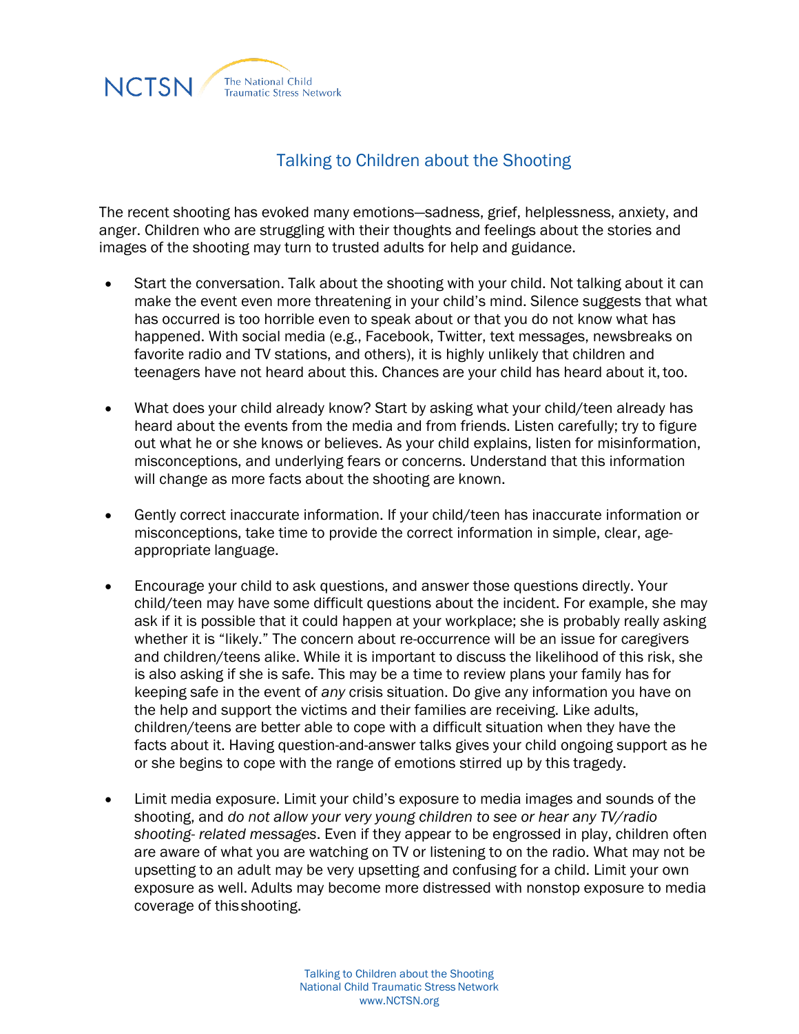NCTSN The National Child Traumatic Stress Network

# Talking to Children about the Shooting

The recent shooting has evoked many emotions—sadness, grief, helplessness, anxiety, and anger. Children who are struggling with their thoughts and feelings about the stories and images of the shooting may turn to trusted adults for help and guidance.

- Start the conversation. Talk about the shooting with your child. Not talking about it can make the event even more threatening in your child's mind. Silence suggests that what has occurred is too horrible even to speak about or that you do not know what has happened. With social media (e.g., Facebook, Twitter, text messages, newsbreaks on favorite radio and TV stations, and others), it is highly unlikely that children and teenagers have not heard about this. Chances are your child has heard about it, too.

- What does your child already know? Start by asking what your child/teen already has heard about the events from the media and from friends. Listen carefully; try to figure out what he or she knows or believes. As your child explains, listen for misinformation, misconceptions, and underlying fears or concerns. Understand that this information will change as more facts about the shooting are known.

- Gently correct inaccurate information. If your child/teen has inaccurate information or misconceptions, take time to provide the correct information in simple, clear, age-appropriate language.

- Encourage your child to ask questions, and answer those questions directly. Your child/teen may have some difficult questions about the incident. For example, she may ask if it is possible that it could happen at your workplace; she is probably really asking whether it is "likely." The concern about re-occurrence will be an issue for caregivers and children/teens alike. While it is important to discuss the likelihood of this risk, she is also asking if she is safe. This may be a time to review plans your family has for keeping safe in the event of *any* crisis situation. Do give any information you have on the help and support the victims and their families are receiving. Like adults, children/teens are better able to cope with a difficult situation when they have the facts about it. Having question-and-answer talks gives your child ongoing support as he or she begins to cope with the range of emotions stirred up by this tragedy.

- Limit media exposure. Limit your child's exposure to media images and sounds of the shooting, and *do not allow your very young children to see or hear any TV/radio shooting- related messages*. Even if they appear to be engrossed in play, children often are aware of what you are watching on TV or listening to on the radio. What may not be upsetting to an adult may be very upsetting and confusing for a child. Limit your own exposure as well. Adults may become more distressed with nonstop exposure to media coverage of this shooting.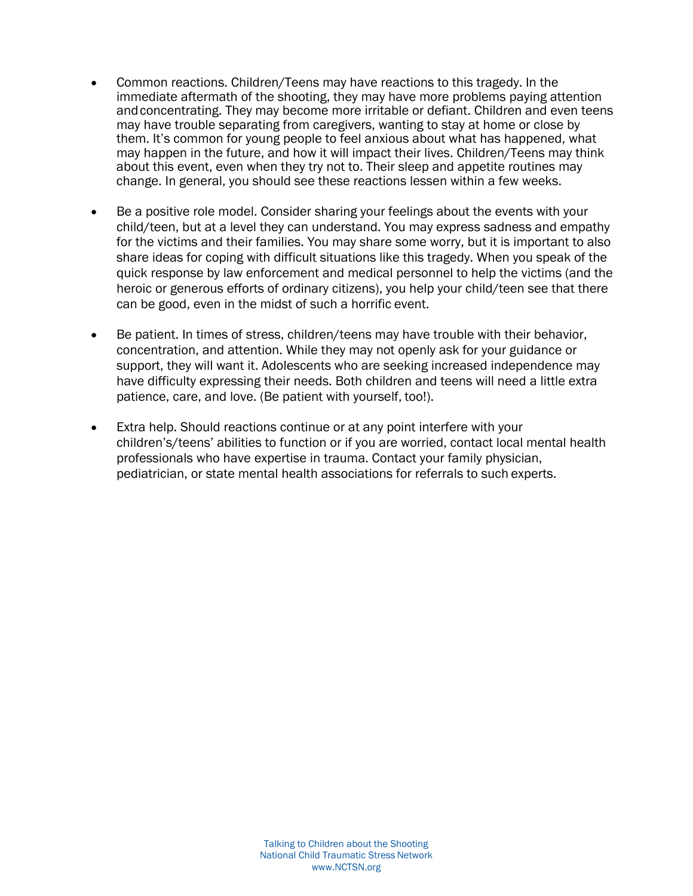- Common reactions. Children/Teens may have reactions to this tragedy. In the immediate aftermath of the shooting, they may have more problems paying attention and concentrating. They may become more irritable or defiant. Children and even teens may have trouble separating from caregivers, wanting to stay at home or close by them. It's common for young people to feel anxious about what has happened, what may happen in the future, and how it will impact their lives. Children/Teens may think about this event, even when they try not to. Their sleep and appetite routines may change. In general, you should see these reactions lessen within a few weeks.

- Be a positive role model. Consider sharing your feelings about the events with your child/teen, but at a level they can understand. You may express sadness and empathy for the victims and their families. You may share some worry, but it is important to also share ideas for coping with difficult situations like this tragedy. When you speak of the quick response by law enforcement and medical personnel to help the victims (and the heroic or generous efforts of ordinary citizens), you help your child/teen see that there can be good, even in the midst of such a horrific event.

- Be patient. In times of stress, children/teens may have trouble with their behavior, concentration, and attention. While they may not openly ask for your guidance or support, they will want it. Adolescents who are seeking increased independence may have difficulty expressing their needs. Both children and teens will need a little extra patience, care, and love. (Be patient with yourself, too!).

- Extra help. Should reactions continue or at any point interfere with your children's/teens' abilities to function or if you are worried, contact local mental health professionals who have expertise in trauma. Contact your family physician, pediatrician, or state mental health associations for referrals to such experts.